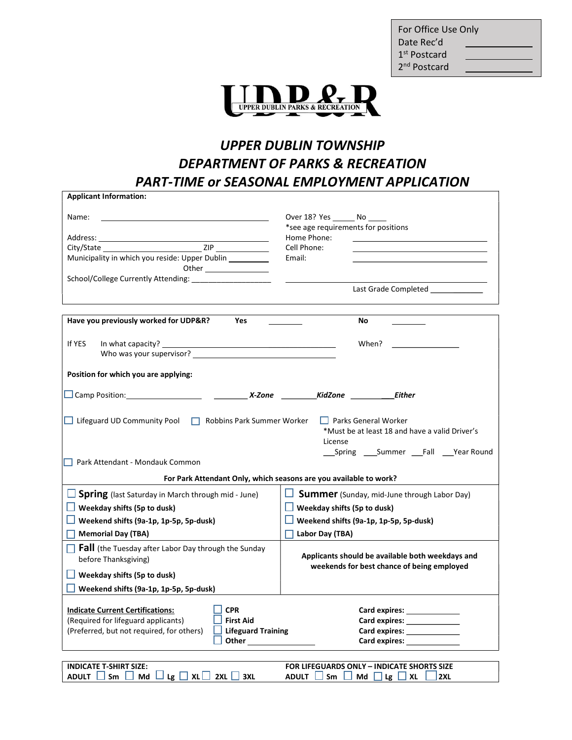| For Office Use Only | |
|---|---|
| Date Rec'd | ________ |
| 1st Postcard | ________ |
| 2nd Postcard | ________ |

UDP&R
UPPER DUBLIN PARKS & RECREATION

# *UPPER DUBLIN TOWNSHIP*
# *DEPARTMENT OF PARKS & RECREATION*
# *PART-TIME or SEASONAL EMPLOYMENT APPLICATION*

**Applicant Information:**

Name: ______________________________

Over 18? Yes _____ No _____
*see age requirements for positions

Address: ______________________________

City/State ____________________ ZIP ____________

Municipality in which you reside: Upper Dublin __________
Other ______________

School/College Currently Attending: ____________________

Home Phone: ______________________________

Cell Phone: ______________________________

Email: ______________________________

Last Grade Completed ____________

**Have you previously worked for UDP&R?** Yes ________ No ________

If YES In what capacity? ______________________________ When? ______________

Who was your supervisor? ______________________________

**Position for which you are applying:**

☐ Camp Position: ________________ ________ ***X-Zone*** ________ ***KidZone*** ________ ***Either***

☐ Lifeguard UD Community Pool ☐ Robbins Park Summer Worker ☐ Parks General Worker
*Must be at least 18 and have a valid Driver's License
___Spring ___Summer ___Fall ___Year Round

☐ Park Attendant - Mondauk Common

**For Park Attendant Only, which seasons are you available to work?**

| | |
|---|---|
| ☐ **Spring** (last Saturday in March through mid - June) | ☐ **Summer** (Sunday, mid-June through Labor Day) |
| ☐ **Weekday shifts (5p to dusk)** | ☐ **Weekday shifts (5p to dusk)** |
| ☐ **Weekend shifts (9a-1p, 1p-5p, 5p-dusk)** | ☐ **Weekend shifts (9a-1p, 1p-5p, 5p-dusk)** |
| ☐ **Memorial Day (TBA)** | ☐ **Labor Day (TBA)** |
| ☐ **Fall** (the Tuesday after Labor Day through the Sunday before Thanksgiving) | **Applicants should be available both weekdays and weekends for best chance of being employed** |
| ☐ **Weekday shifts (5p to dusk)** | |
| ☐ **Weekend shifts (9a-1p, 1p-5p, 5p-dusk)** | |

**Indicate Current Certifications:**
(Required for lifeguard applicants)
(Preferred, but not required, for others)

| Certification | |
|---|---|
| ☐ **CPR** | **Card expires:** ____________ |
| ☐ **First Aid** | **Card expires:** ____________ |
| ☐ **Lifeguard Training** | **Card expires:** ____________ |
| ☐ **Other** ______________ | **Card expires:** ____________ |

**INDICATE T-SHIRT SIZE:**
**ADULT** ☐ **Sm** ☐ **Md** ☐ **Lg** ☐ **XL** ☐ **2XL** ☐ **3XL**

**FOR LIFEGUARDS ONLY – INDICATE SHORTS SIZE**
**ADULT** ☐ **Sm** ☐ **Md** ☐ **Lg** ☐ **XL** ☐ **2XL**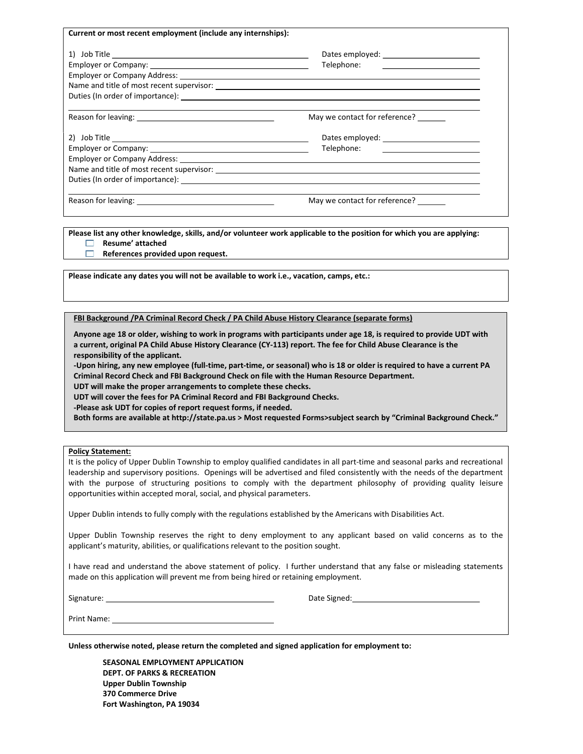**Current or most recent employment (include any internships):**

1) Job Title ______________________ Dates employed: ______________________
Employer or Company: ______________________ Telephone: ______________________
Employer or Company Address: ______________________
Name and title of most recent supervisor: ______________________
Duties (In order of importance): ______________________

______________________
Reason for leaving: ______________________ May we contact for reference? ______

2) Job Title ______________________ Dates employed: ______________________
Employer or Company: ______________________ Telephone: ______________________
Employer or Company Address: ______________________
Name and title of most recent supervisor: ______________________
Duties (In order of importance): ______________________

______________________
Reason for leaving: ______________________ May we contact for reference? ______

**Please list any other knowledge, skills, and/or volunteer work applicable to the position for which you are applying:**

- ☐ **Resume' attached**
- ☐ **References provided upon request.**

**Please indicate any dates you will not be available to work i.e., vacation, camps, etc.:**

**FBI Background /PA Criminal Record Check / PA Child Abuse History Clearance (separate forms)**

**Anyone age 18 or older, wishing to work in programs with participants under age 18, is required to provide UDT with a current, original PA Child Abuse History Clearance (CY-113) report. The fee for Child Abuse Clearance is the responsibility of the applicant.**
**-Upon hiring, any new employee (full-time, part-time, or seasonal) who is 18 or older is required to have a current PA Criminal Record Check and FBI Background Check on file with the Human Resource Department.**
**UDT will make the proper arrangements to complete these checks.**
**UDT will cover the fees for PA Criminal Record and FBI Background Checks.**
**-Please ask UDT for copies of report request forms, if needed.**
**Both forms are available at http://state.pa.us > Most requested Forms>subject search by "Criminal Background Check."**

**Policy Statement:**

It is the policy of Upper Dublin Township to employ qualified candidates in all part-time and seasonal parks and recreational leadership and supervisory positions. Openings will be advertised and filed consistently with the needs of the department with the purpose of structuring positions to comply with the department philosophy of providing quality leisure opportunities within accepted moral, social, and physical parameters.

Upper Dublin intends to fully comply with the regulations established by the Americans with Disabilities Act.

Upper Dublin Township reserves the right to deny employment to any applicant based on valid concerns as to the applicant's maturity, abilities, or qualifications relevant to the position sought.

I have read and understand the above statement of policy. I further understand that any false or misleading statements made on this application will prevent me from being hired or retaining employment.

Signature: ______________________ Date Signed: ______________________

Print Name: ______________________

**Unless otherwise noted, please return the completed and signed application for employment to:**

**SEASONAL EMPLOYMENT APPLICATION**
**DEPT. OF PARKS & RECREATION**
**Upper Dublin Township**
**370 Commerce Drive**
**Fort Washington, PA 19034**